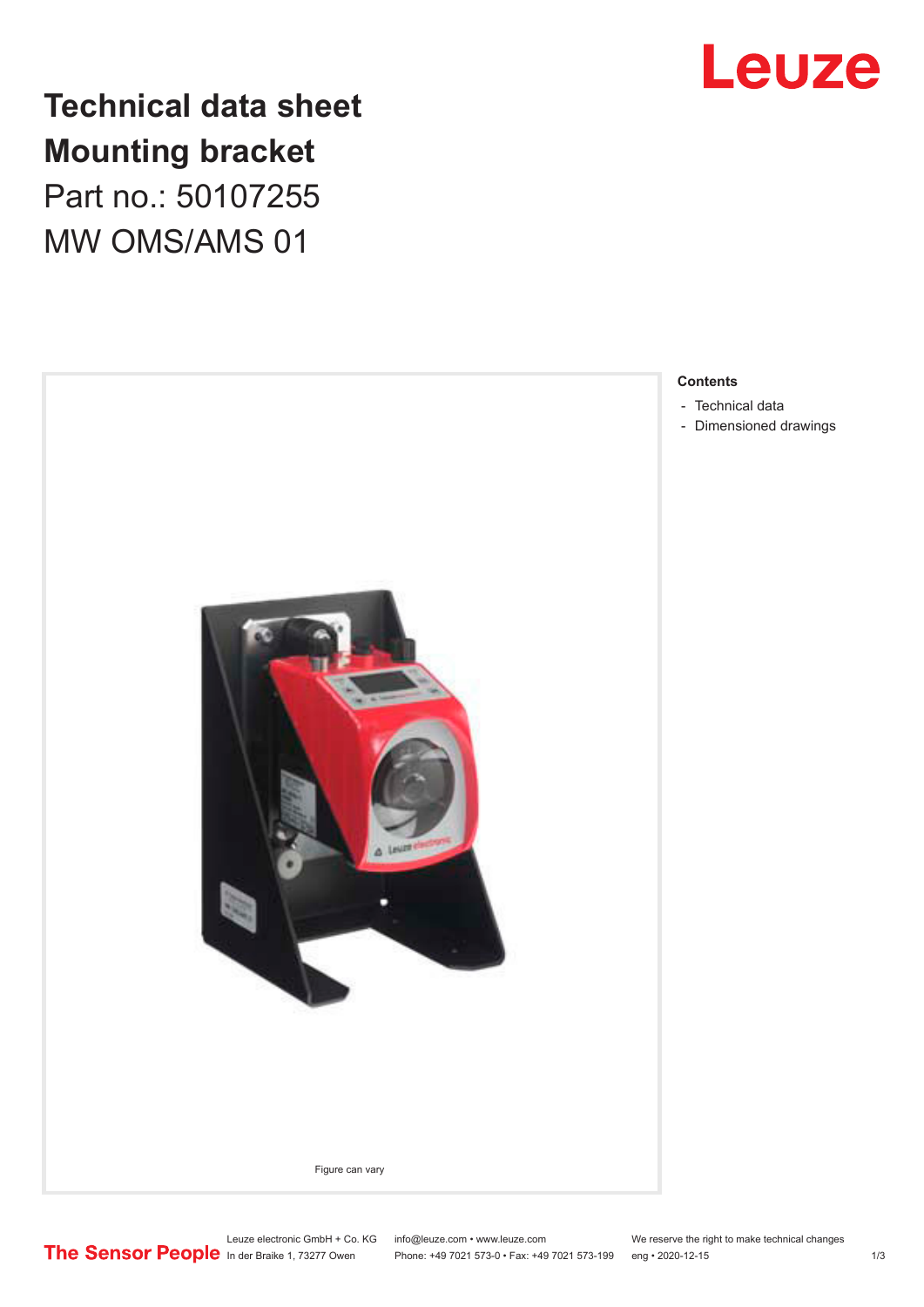# Technical data sheet

# Mounting bracket

Part no.: 50107255

MW OMS/AMS 01

Figure can vary

**Contents**

- Technical data
- Dimensioned drawings

Leuze electronic GmbH + Co. KG
In der Braike 1, 73277 Owen

info@leuze.com • www.leuze.com
Phone: +49 7021 573-0 • Fax: +49 7021 573-199

We reserve the right to make technical changes
eng • 2020-12-15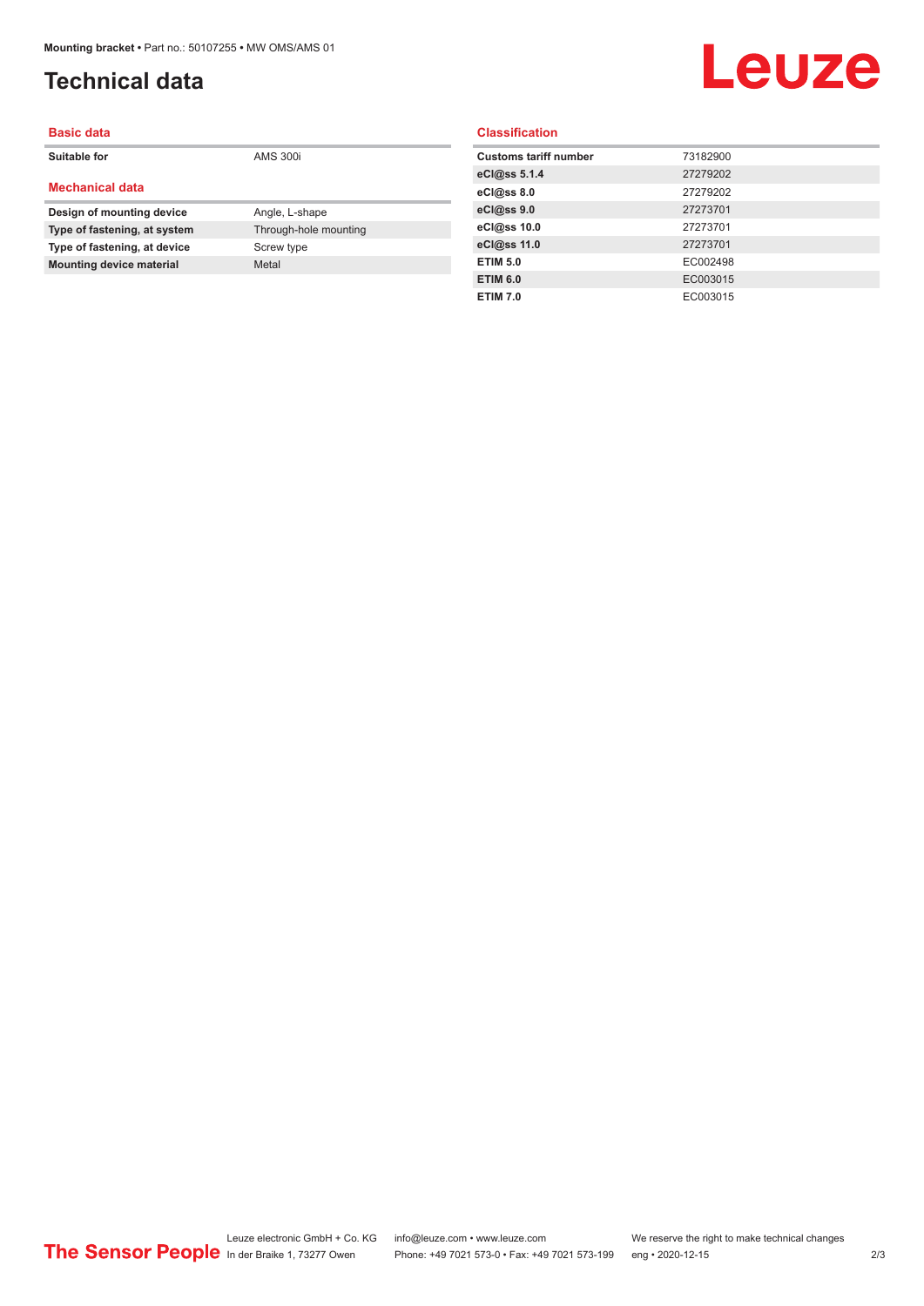# Technical data

## Basic data

| | |
|---|---|
| **Suitable for** | AMS 300i |

## Mechanical data

| | |
|---|---|
| **Design of mounting device** | Angle, L-shape |
| **Type of fastening, at system** | Through-hole mounting |
| **Type of fastening, at device** | Screw type |
| **Mounting device material** | Metal |

## Classification

| | |
|---|---|
| **Customs tariff number** | 73182900 |
| **eCl@ss 5.1.4** | 27279202 |
| **eCl@ss 8.0** | 27279202 |
| **eCl@ss 9.0** | 27273701 |
| **eCl@ss 10.0** | 27273701 |
| **eCl@ss 11.0** | 27273701 |
| **ETIM 5.0** | EC002498 |
| **ETIM 6.0** | EC003015 |
| **ETIM 7.0** | EC003015 |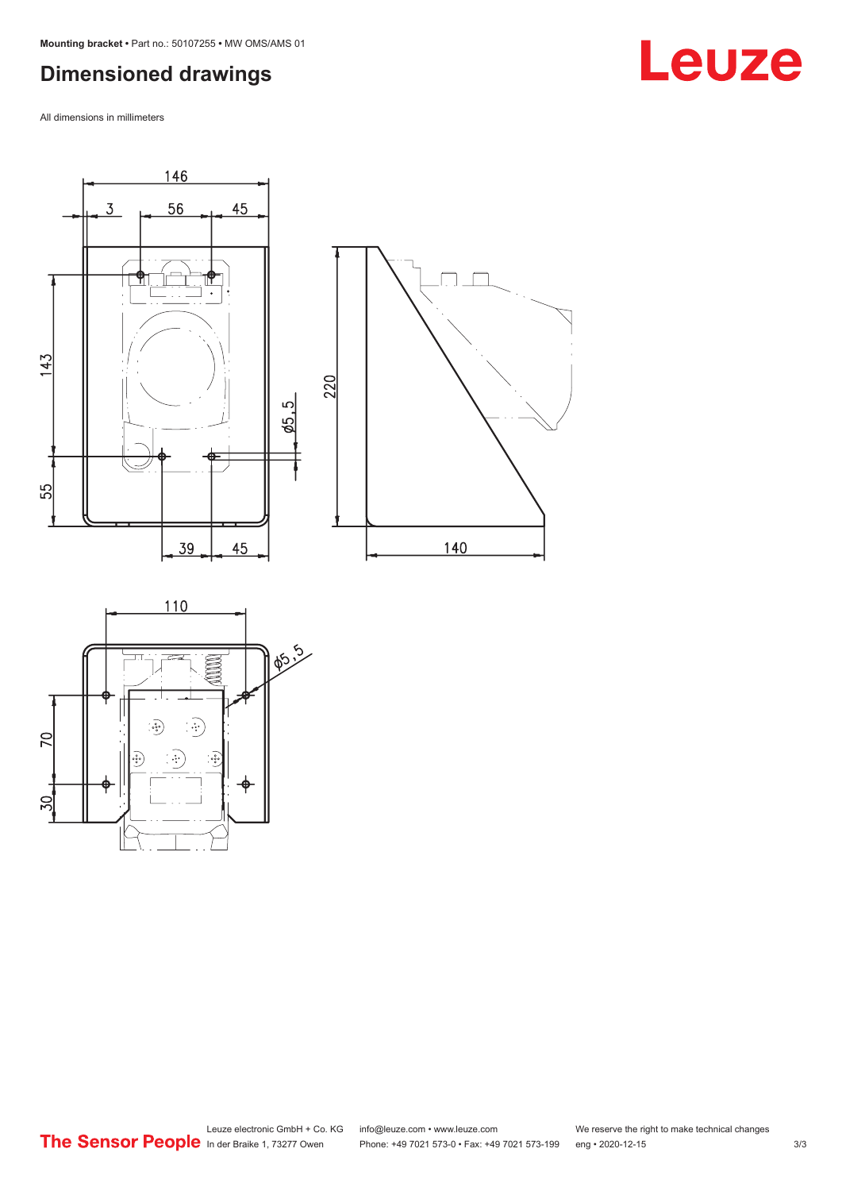## Dimensioned drawings

All dimensions in millimeters

146
3
56
45
143
55
Ø5,5
39
45
220
140

110
Ø5,5
70
30